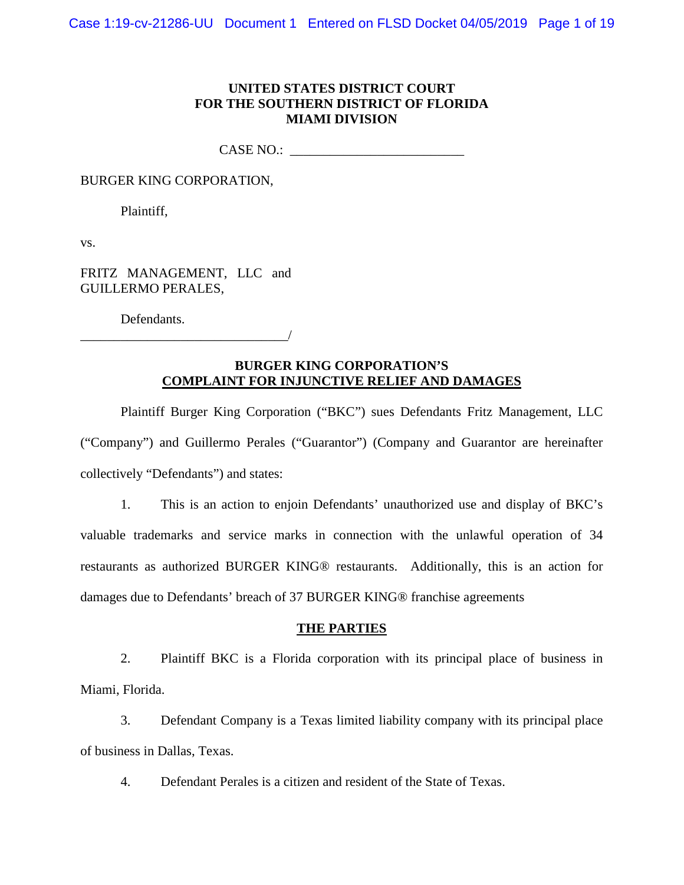**UNITED STATES DISTRICT COURT**
**FOR THE SOUTHERN DISTRICT OF FLORIDA**
**MIAMI DIVISION**

CASE NO.: __________________________

BURGER KING CORPORATION,

Plaintiff,

vs.

FRITZ MANAGEMENT, LLC and GUILLERMO PERALES,

Defendants.
_______________________________/

**BURGER KING CORPORATION'S**
**COMPLAINT FOR INJUNCTIVE RELIEF AND DAMAGES**

Plaintiff Burger King Corporation ("BKC") sues Defendants Fritz Management, LLC ("Company") and Guillermo Perales ("Guarantor") (Company and Guarantor are hereinafter collectively "Defendants") and states:

1. This is an action to enjoin Defendants' unauthorized use and display of BKC's valuable trademarks and service marks in connection with the unlawful operation of 34 restaurants as authorized BURGER KING® restaurants. Additionally, this is an action for damages due to Defendants' breach of 37 BURGER KING® franchise agreements

**THE PARTIES**

2. Plaintiff BKC is a Florida corporation with its principal place of business in Miami, Florida.

3. Defendant Company is a Texas limited liability company with its principal place of business in Dallas, Texas.

4. Defendant Perales is a citizen and resident of the State of Texas.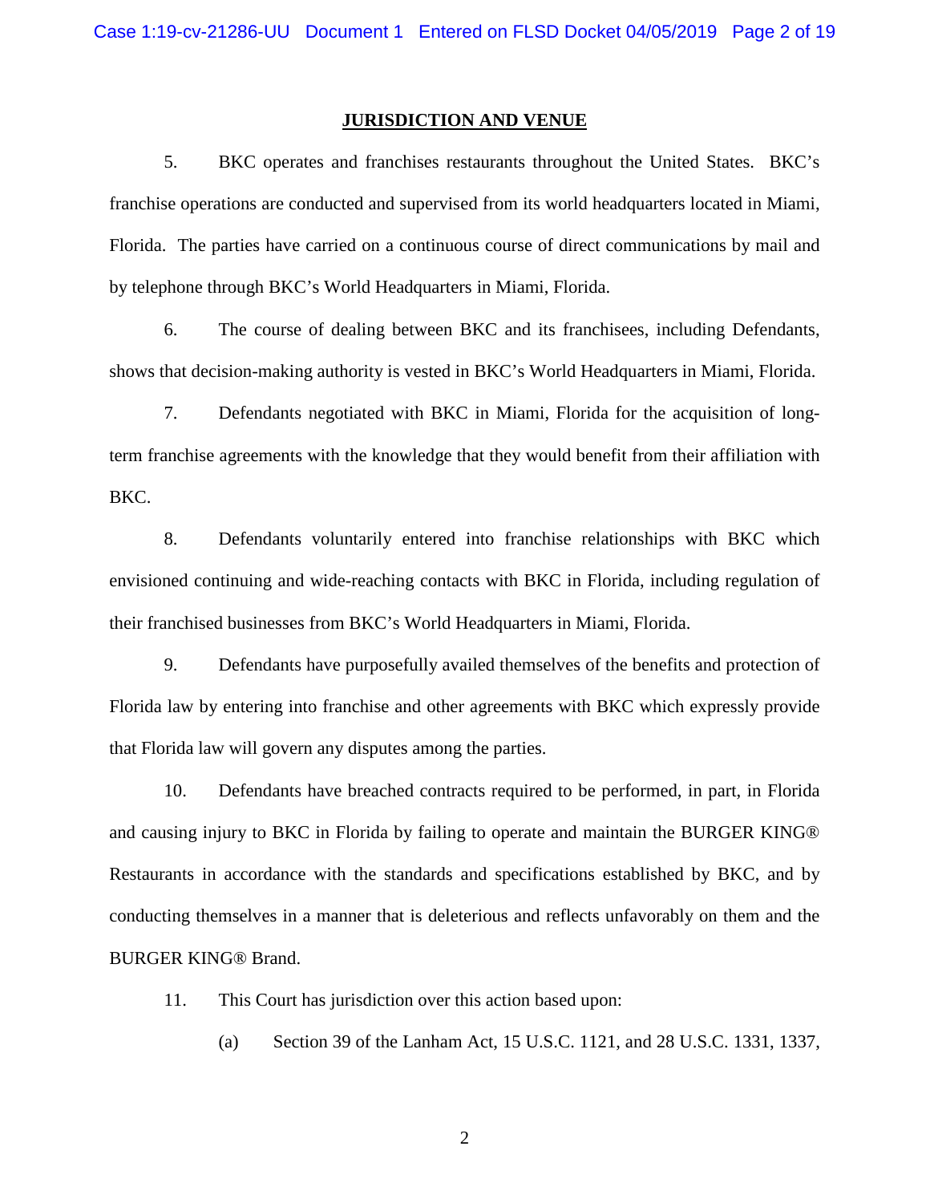## JURISDICTION AND VENUE

5. BKC operates and franchises restaurants throughout the United States. BKC's franchise operations are conducted and supervised from its world headquarters located in Miami, Florida. The parties have carried on a continuous course of direct communications by mail and by telephone through BKC's World Headquarters in Miami, Florida.

6. The course of dealing between BKC and its franchisees, including Defendants, shows that decision-making authority is vested in BKC's World Headquarters in Miami, Florida.

7. Defendants negotiated with BKC in Miami, Florida for the acquisition of long-term franchise agreements with the knowledge that they would benefit from their affiliation with BKC.

8. Defendants voluntarily entered into franchise relationships with BKC which envisioned continuing and wide-reaching contacts with BKC in Florida, including regulation of their franchised businesses from BKC's World Headquarters in Miami, Florida.

9. Defendants have purposefully availed themselves of the benefits and protection of Florida law by entering into franchise and other agreements with BKC which expressly provide that Florida law will govern any disputes among the parties.

10. Defendants have breached contracts required to be performed, in part, in Florida and causing injury to BKC in Florida by failing to operate and maintain the BURGER KING® Restaurants in accordance with the standards and specifications established by BKC, and by conducting themselves in a manner that is deleterious and reflects unfavorably on them and the BURGER KING® Brand.

11. This Court has jurisdiction over this action based upon:

(a) Section 39 of the Lanham Act, 15 U.S.C. 1121, and 28 U.S.C. 1331, 1337,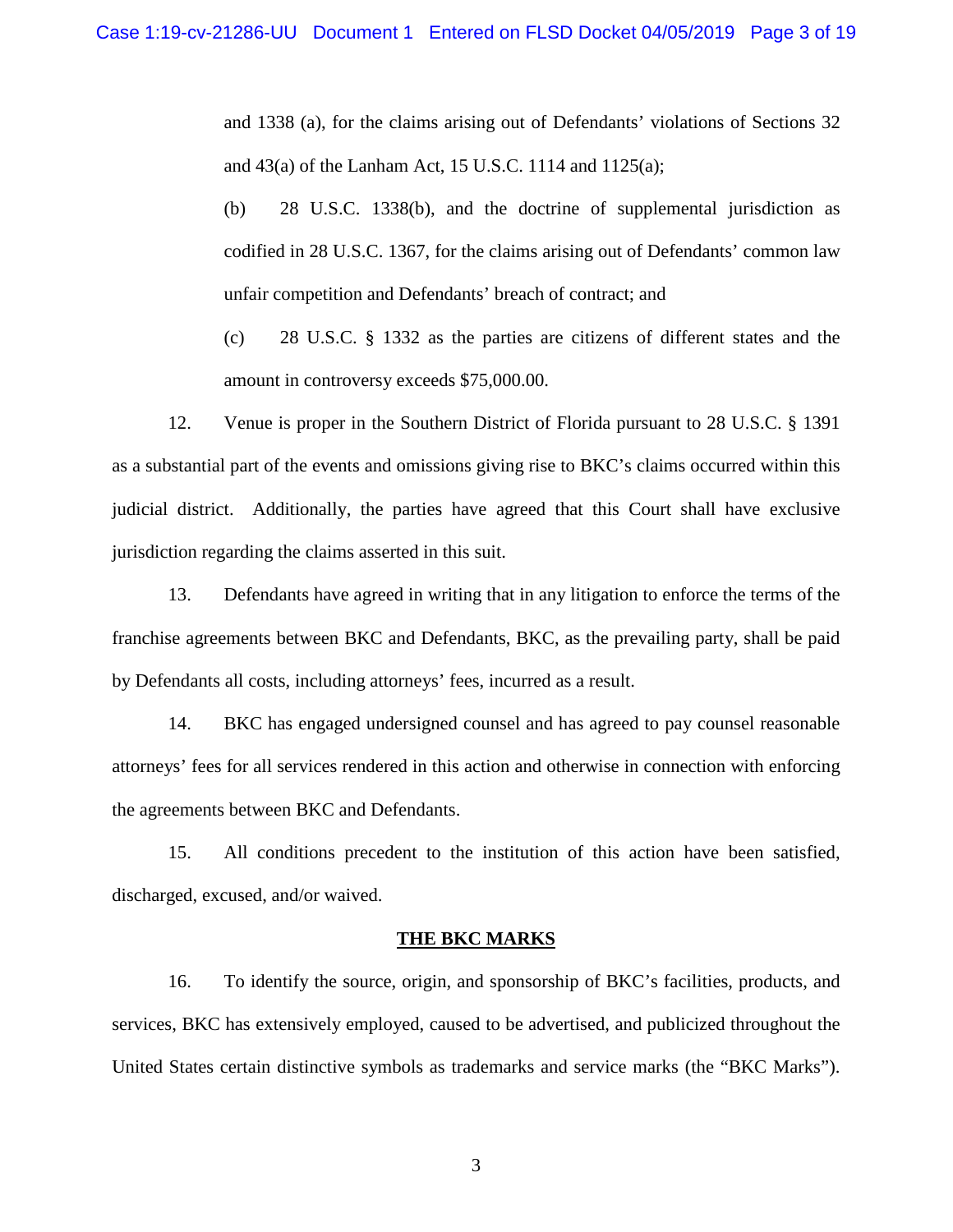and 1338 (a), for the claims arising out of Defendants' violations of Sections 32 and 43(a) of the Lanham Act, 15 U.S.C. 1114 and 1125(a);

(b) 28 U.S.C. 1338(b), and the doctrine of supplemental jurisdiction as codified in 28 U.S.C. 1367, for the claims arising out of Defendants' common law unfair competition and Defendants' breach of contract; and

(c) 28 U.S.C. § 1332 as the parties are citizens of different states and the amount in controversy exceeds $75,000.00.

12. Venue is proper in the Southern District of Florida pursuant to 28 U.S.C. § 1391 as a substantial part of the events and omissions giving rise to BKC's claims occurred within this judicial district. Additionally, the parties have agreed that this Court shall have exclusive jurisdiction regarding the claims asserted in this suit.

13. Defendants have agreed in writing that in any litigation to enforce the terms of the franchise agreements between BKC and Defendants, BKC, as the prevailing party, shall be paid by Defendants all costs, including attorneys' fees, incurred as a result.

14. BKC has engaged undersigned counsel and has agreed to pay counsel reasonable attorneys' fees for all services rendered in this action and otherwise in connection with enforcing the agreements between BKC and Defendants.

15. All conditions precedent to the institution of this action have been satisfied, discharged, excused, and/or waived.

## THE BKC MARKS

16. To identify the source, origin, and sponsorship of BKC's facilities, products, and services, BKC has extensively employed, caused to be advertised, and publicized throughout the United States certain distinctive symbols as trademarks and service marks (the "BKC Marks").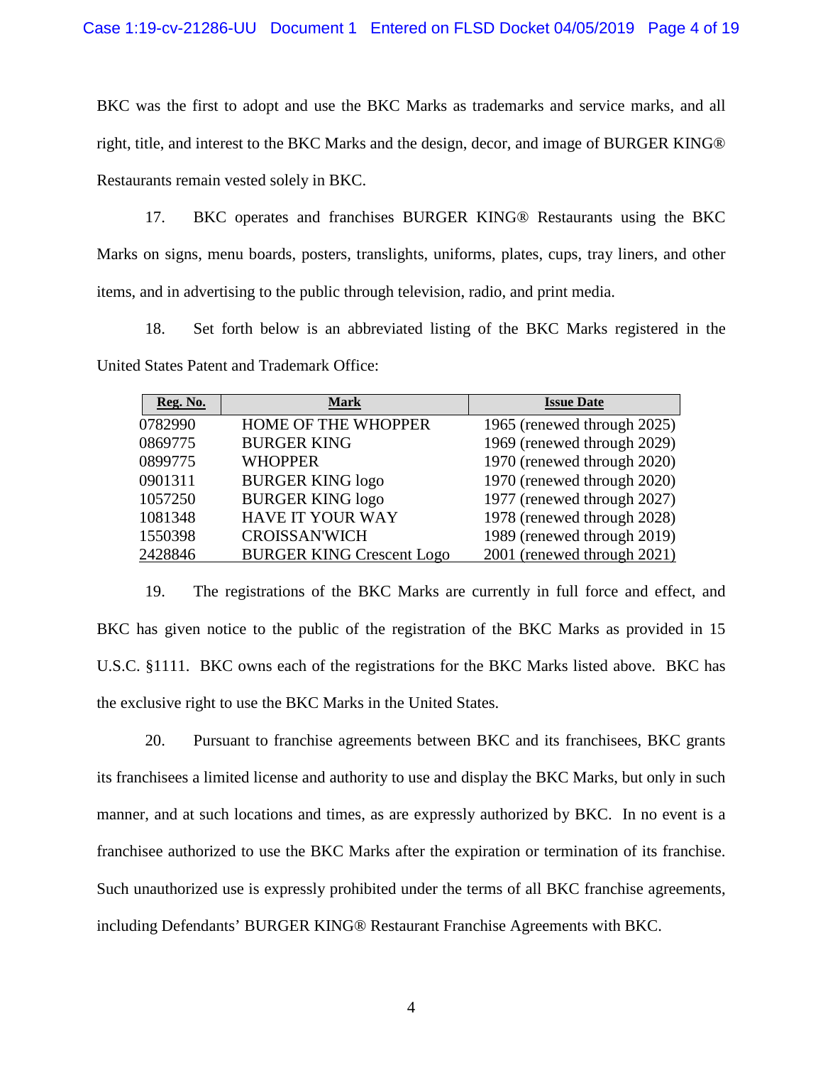BKC was the first to adopt and use the BKC Marks as trademarks and service marks, and all right, title, and interest to the BKC Marks and the design, decor, and image of BURGER KING® Restaurants remain vested solely in BKC.

17. BKC operates and franchises BURGER KING® Restaurants using the BKC Marks on signs, menu boards, posters, translights, uniforms, plates, cups, tray liners, and other items, and in advertising to the public through television, radio, and print media.

18. Set forth below is an abbreviated listing of the BKC Marks registered in the United States Patent and Trademark Office:

| Reg. No. | Mark | Issue Date |
|---|---|---|
| 0782990 | HOME OF THE WHOPPER | 1965 (renewed through 2025) |
| 0869775 | BURGER KING | 1969 (renewed through 2029) |
| 0899775 | WHOPPER | 1970 (renewed through 2020) |
| 0901311 | BURGER KING logo | 1970 (renewed through 2020) |
| 1057250 | BURGER KING logo | 1977 (renewed through 2027) |
| 1081348 | HAVE IT YOUR WAY | 1978 (renewed through 2028) |
| 1550398 | CROISSAN'WICH | 1989 (renewed through 2019) |
| 2428846 | BURGER KING Crescent Logo | 2001 (renewed through 2021) |

19. The registrations of the BKC Marks are currently in full force and effect, and BKC has given notice to the public of the registration of the BKC Marks as provided in 15 U.S.C. §1111. BKC owns each of the registrations for the BKC Marks listed above. BKC has the exclusive right to use the BKC Marks in the United States.

20. Pursuant to franchise agreements between BKC and its franchisees, BKC grants its franchisees a limited license and authority to use and display the BKC Marks, but only in such manner, and at such locations and times, as are expressly authorized by BKC. In no event is a franchisee authorized to use the BKC Marks after the expiration or termination of its franchise. Such unauthorized use is expressly prohibited under the terms of all BKC franchise agreements, including Defendants' BURGER KING® Restaurant Franchise Agreements with BKC.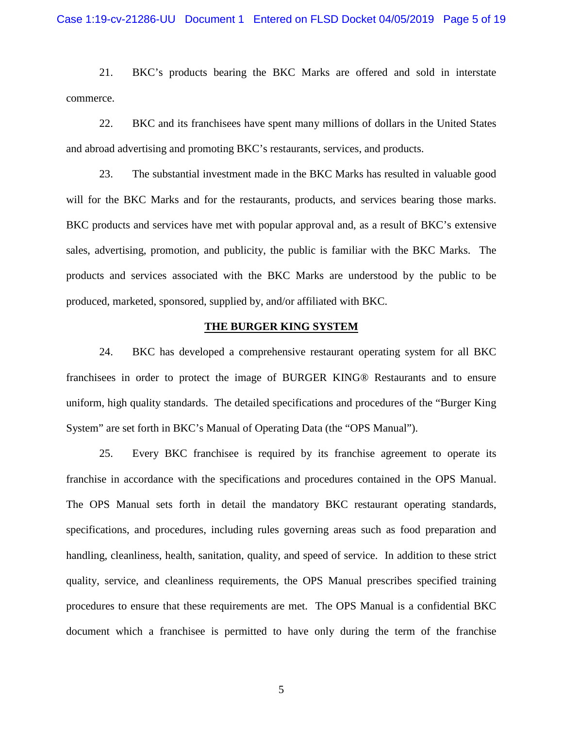21. BKC's products bearing the BKC Marks are offered and sold in interstate commerce.

22. BKC and its franchisees have spent many millions of dollars in the United States and abroad advertising and promoting BKC's restaurants, services, and products.

23. The substantial investment made in the BKC Marks has resulted in valuable good will for the BKC Marks and for the restaurants, products, and services bearing those marks. BKC products and services have met with popular approval and, as a result of BKC's extensive sales, advertising, promotion, and publicity, the public is familiar with the BKC Marks. The products and services associated with the BKC Marks are understood by the public to be produced, marketed, sponsored, supplied by, and/or affiliated with BKC.

## THE BURGER KING SYSTEM

24. BKC has developed a comprehensive restaurant operating system for all BKC franchisees in order to protect the image of BURGER KING® Restaurants and to ensure uniform, high quality standards. The detailed specifications and procedures of the "Burger King System" are set forth in BKC's Manual of Operating Data (the "OPS Manual").

25. Every BKC franchisee is required by its franchise agreement to operate its franchise in accordance with the specifications and procedures contained in the OPS Manual. The OPS Manual sets forth in detail the mandatory BKC restaurant operating standards, specifications, and procedures, including rules governing areas such as food preparation and handling, cleanliness, health, sanitation, quality, and speed of service. In addition to these strict quality, service, and cleanliness requirements, the OPS Manual prescribes specified training procedures to ensure that these requirements are met. The OPS Manual is a confidential BKC document which a franchisee is permitted to have only during the term of the franchise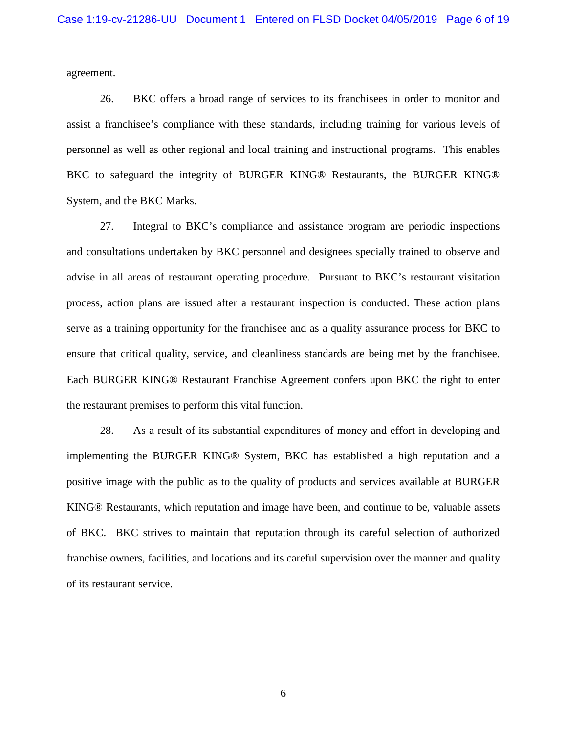agreement.

26. BKC offers a broad range of services to its franchisees in order to monitor and assist a franchisee's compliance with these standards, including training for various levels of personnel as well as other regional and local training and instructional programs. This enables BKC to safeguard the integrity of BURGER KING® Restaurants, the BURGER KING® System, and the BKC Marks.

27. Integral to BKC's compliance and assistance program are periodic inspections and consultations undertaken by BKC personnel and designees specially trained to observe and advise in all areas of restaurant operating procedure. Pursuant to BKC's restaurant visitation process, action plans are issued after a restaurant inspection is conducted. These action plans serve as a training opportunity for the franchisee and as a quality assurance process for BKC to ensure that critical quality, service, and cleanliness standards are being met by the franchisee. Each BURGER KING® Restaurant Franchise Agreement confers upon BKC the right to enter the restaurant premises to perform this vital function.

28. As a result of its substantial expenditures of money and effort in developing and implementing the BURGER KING® System, BKC has established a high reputation and a positive image with the public as to the quality of products and services available at BURGER KING® Restaurants, which reputation and image have been, and continue to be, valuable assets of BKC. BKC strives to maintain that reputation through its careful selection of authorized franchise owners, facilities, and locations and its careful supervision over the manner and quality of its restaurant service.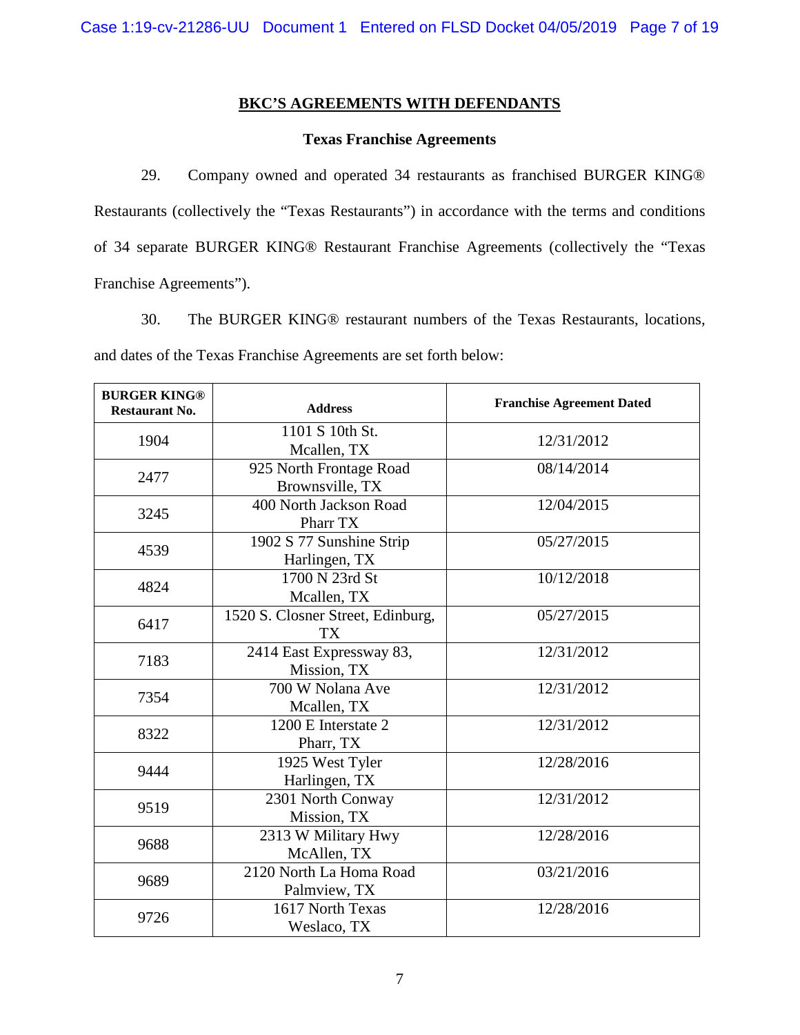## BKC'S AGREEMENTS WITH DEFENDANTS

### Texas Franchise Agreements

29. Company owned and operated 34 restaurants as franchised BURGER KING® Restaurants (collectively the "Texas Restaurants") in accordance with the terms and conditions of 34 separate BURGER KING® Restaurant Franchise Agreements (collectively the "Texas Franchise Agreements").

30. The BURGER KING® restaurant numbers of the Texas Restaurants, locations, and dates of the Texas Franchise Agreements are set forth below:

| BURGER KING® Restaurant No. | Address | Franchise Agreement Dated |
|---|---|---|
| 1904 | 1101 S 10th St. Mcallen, TX | 12/31/2012 |
| 2477 | 925 North Frontage Road Brownsville, TX | 08/14/2014 |
| 3245 | 400 North Jackson Road Pharr TX | 12/04/2015 |
| 4539 | 1902 S 77 Sunshine Strip Harlingen, TX | 05/27/2015 |
| 4824 | 1700 N 23rd St Mcallen, TX | 10/12/2018 |
| 6417 | 1520 S. Closner Street, Edinburg, TX | 05/27/2015 |
| 7183 | 2414 East Expressway 83, Mission, TX | 12/31/2012 |
| 7354 | 700 W Nolana Ave Mcallen, TX | 12/31/2012 |
| 8322 | 1200 E Interstate 2 Pharr, TX | 12/31/2012 |
| 9444 | 1925 West Tyler Harlingen, TX | 12/28/2016 |
| 9519 | 2301 North Conway Mission, TX | 12/31/2012 |
| 9688 | 2313 W Military Hwy McAllen, TX | 12/28/2016 |
| 9689 | 2120 North La Homa Road Palmview, TX | 03/21/2016 |
| 9726 | 1617 North Texas Weslaco, TX | 12/28/2016 |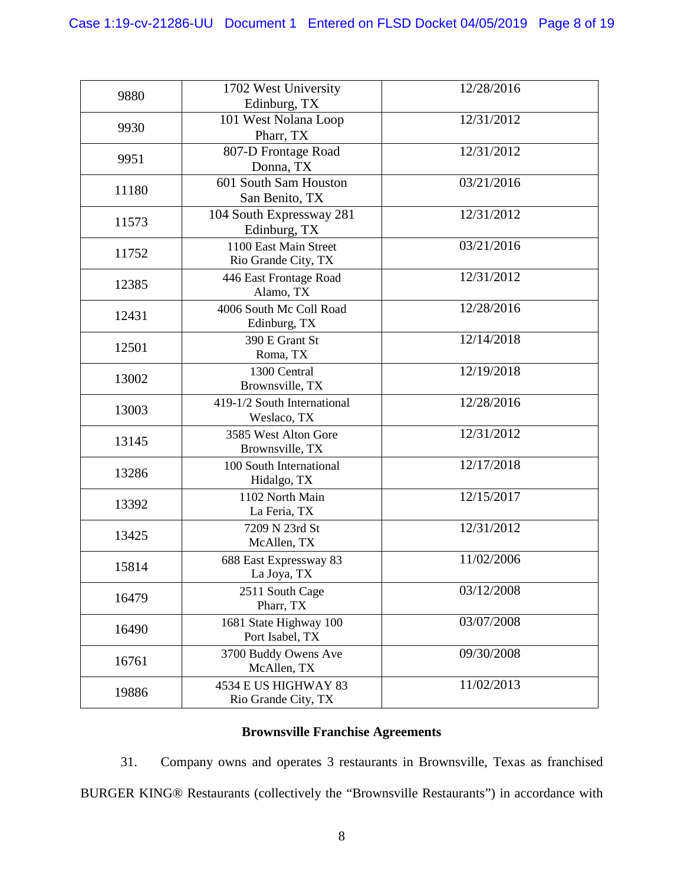| | | |
|---|---|---|
| 9880 | 1702 West University<br>Edinburg, TX | 12/28/2016 |
| 9930 | 101 West Nolana Loop<br>Pharr, TX | 12/31/2012 |
| 9951 | 807-D Frontage Road<br>Donna, TX | 12/31/2012 |
| 11180 | 601 South Sam Houston<br>San Benito, TX | 03/21/2016 |
| 11573 | 104 South Expressway 281<br>Edinburg, TX | 12/31/2012 |
| 11752 | 1100 East Main Street<br>Rio Grande City, TX | 03/21/2016 |
| 12385 | 446 East Frontage Road<br>Alamo, TX | 12/31/2012 |
| 12431 | 4006 South Mc Coll Road<br>Edinburg, TX | 12/28/2016 |
| 12501 | 390 E Grant St<br>Roma, TX | 12/14/2018 |
| 13002 | 1300 Central<br>Brownsville, TX | 12/19/2018 |
| 13003 | 419-1/2 South International<br>Weslaco, TX | 12/28/2016 |
| 13145 | 3585 West Alton Gore<br>Brownsville, TX | 12/31/2012 |
| 13286 | 100 South International<br>Hidalgo, TX | 12/17/2018 |
| 13392 | 1102 North Main<br>La Feria, TX | 12/15/2017 |
| 13425 | 7209 N 23rd St<br>McAllen, TX | 12/31/2012 |
| 15814 | 688 East Expressway 83<br>La Joya, TX | 11/02/2006 |
| 16479 | 2511 South Cage<br>Pharr, TX | 03/12/2008 |
| 16490 | 1681 State Highway 100<br>Port Isabel, TX | 03/07/2008 |
| 16761 | 3700 Buddy Owens Ave<br>McAllen, TX | 09/30/2008 |
| 19886 | 4534 E US HIGHWAY 83<br>Rio Grande City, TX | 11/02/2013 |

**Brownsville Franchise Agreements**

31. Company owns and operates 3 restaurants in Brownsville, Texas as franchised BURGER KING® Restaurants (collectively the "Brownsville Restaurants") in accordance with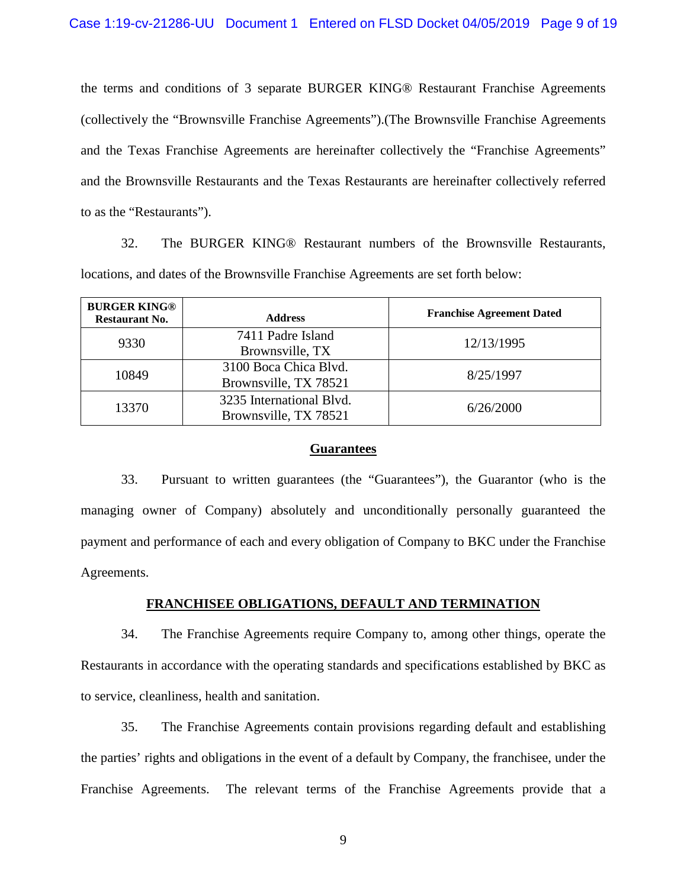the terms and conditions of 3 separate BURGER KING® Restaurant Franchise Agreements (collectively the "Brownsville Franchise Agreements").(The Brownsville Franchise Agreements and the Texas Franchise Agreements are hereinafter collectively the "Franchise Agreements" and the Brownsville Restaurants and the Texas Restaurants are hereinafter collectively referred to as the "Restaurants").

32. The BURGER KING® Restaurant numbers of the Brownsville Restaurants, locations, and dates of the Brownsville Franchise Agreements are set forth below:

| BURGER KING® Restaurant No. | Address | Franchise Agreement Dated |
|---|---|---|
| 9330 | 7411 Padre Island Brownsville, TX | 12/13/1995 |
| 10849 | 3100 Boca Chica Blvd. Brownsville, TX 78521 | 8/25/1997 |
| 13370 | 3235 International Blvd. Brownsville, TX 78521 | 6/26/2000 |

## Guarantees

33. Pursuant to written guarantees (the "Guarantees"), the Guarantor (who is the managing owner of Company) absolutely and unconditionally personally guaranteed the payment and performance of each and every obligation of Company to BKC under the Franchise Agreements.

## FRANCHISEE OBLIGATIONS, DEFAULT AND TERMINATION

34. The Franchise Agreements require Company to, among other things, operate the Restaurants in accordance with the operating standards and specifications established by BKC as to service, cleanliness, health and sanitation.

35. The Franchise Agreements contain provisions regarding default and establishing the parties' rights and obligations in the event of a default by Company, the franchisee, under the Franchise Agreements. The relevant terms of the Franchise Agreements provide that a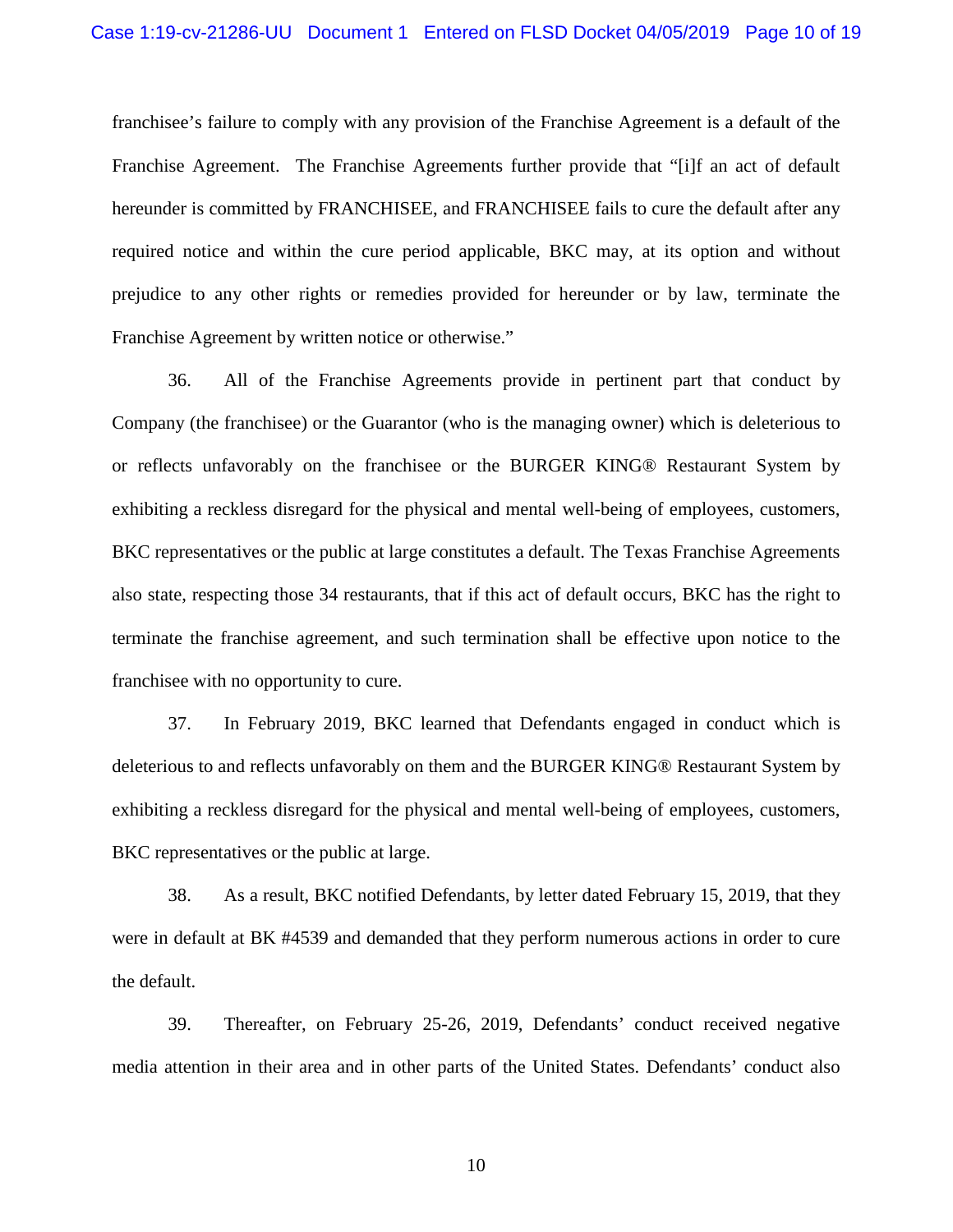franchisee's failure to comply with any provision of the Franchise Agreement is a default of the Franchise Agreement. The Franchise Agreements further provide that "[i]f an act of default hereunder is committed by FRANCHISEE, and FRANCHISEE fails to cure the default after any required notice and within the cure period applicable, BKC may, at its option and without prejudice to any other rights or remedies provided for hereunder or by law, terminate the Franchise Agreement by written notice or otherwise."

36. All of the Franchise Agreements provide in pertinent part that conduct by Company (the franchisee) or the Guarantor (who is the managing owner) which is deleterious to or reflects unfavorably on the franchisee or the BURGER KING® Restaurant System by exhibiting a reckless disregard for the physical and mental well-being of employees, customers, BKC representatives or the public at large constitutes a default. The Texas Franchise Agreements also state, respecting those 34 restaurants, that if this act of default occurs, BKC has the right to terminate the franchise agreement, and such termination shall be effective upon notice to the franchisee with no opportunity to cure.

37. In February 2019, BKC learned that Defendants engaged in conduct which is deleterious to and reflects unfavorably on them and the BURGER KING® Restaurant System by exhibiting a reckless disregard for the physical and mental well-being of employees, customers, BKC representatives or the public at large.

38. As a result, BKC notified Defendants, by letter dated February 15, 2019, that they were in default at BK #4539 and demanded that they perform numerous actions in order to cure the default.

39. Thereafter, on February 25-26, 2019, Defendants' conduct received negative media attention in their area and in other parts of the United States. Defendants' conduct also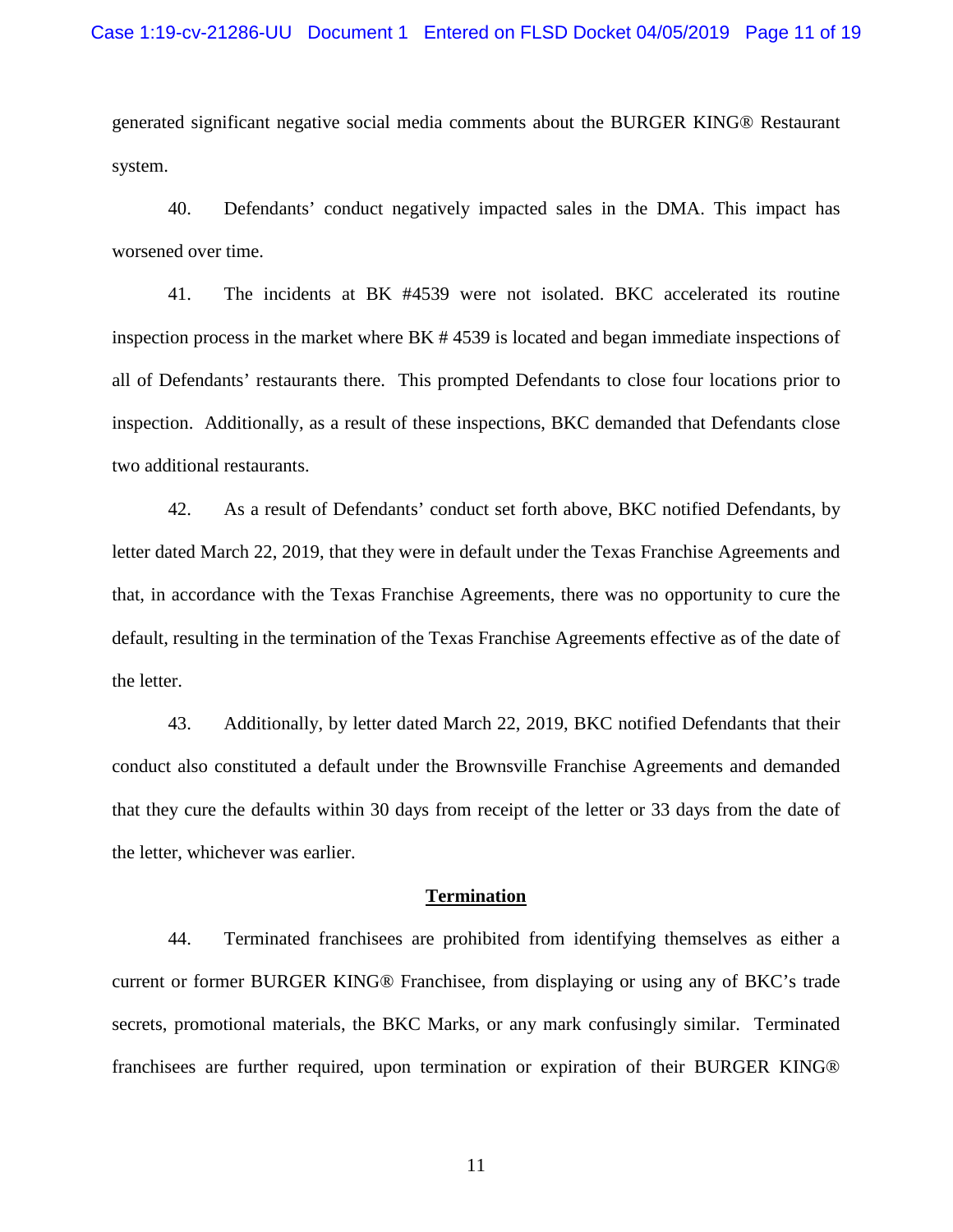generated significant negative social media comments about the BURGER KING® Restaurant system.

40. Defendants' conduct negatively impacted sales in the DMA. This impact has worsened over time.

41. The incidents at BK #4539 were not isolated. BKC accelerated its routine inspection process in the market where BK # 4539 is located and began immediate inspections of all of Defendants' restaurants there. This prompted Defendants to close four locations prior to inspection. Additionally, as a result of these inspections, BKC demanded that Defendants close two additional restaurants.

42. As a result of Defendants' conduct set forth above, BKC notified Defendants, by letter dated March 22, 2019, that they were in default under the Texas Franchise Agreements and that, in accordance with the Texas Franchise Agreements, there was no opportunity to cure the default, resulting in the termination of the Texas Franchise Agreements effective as of the date of the letter.

43. Additionally, by letter dated March 22, 2019, BKC notified Defendants that their conduct also constituted a default under the Brownsville Franchise Agreements and demanded that they cure the defaults within 30 days from receipt of the letter or 33 days from the date of the letter, whichever was earlier.

**Termination**

44. Terminated franchisees are prohibited from identifying themselves as either a current or former BURGER KING® Franchisee, from displaying or using any of BKC's trade secrets, promotional materials, the BKC Marks, or any mark confusingly similar. Terminated franchisees are further required, upon termination or expiration of their BURGER KING®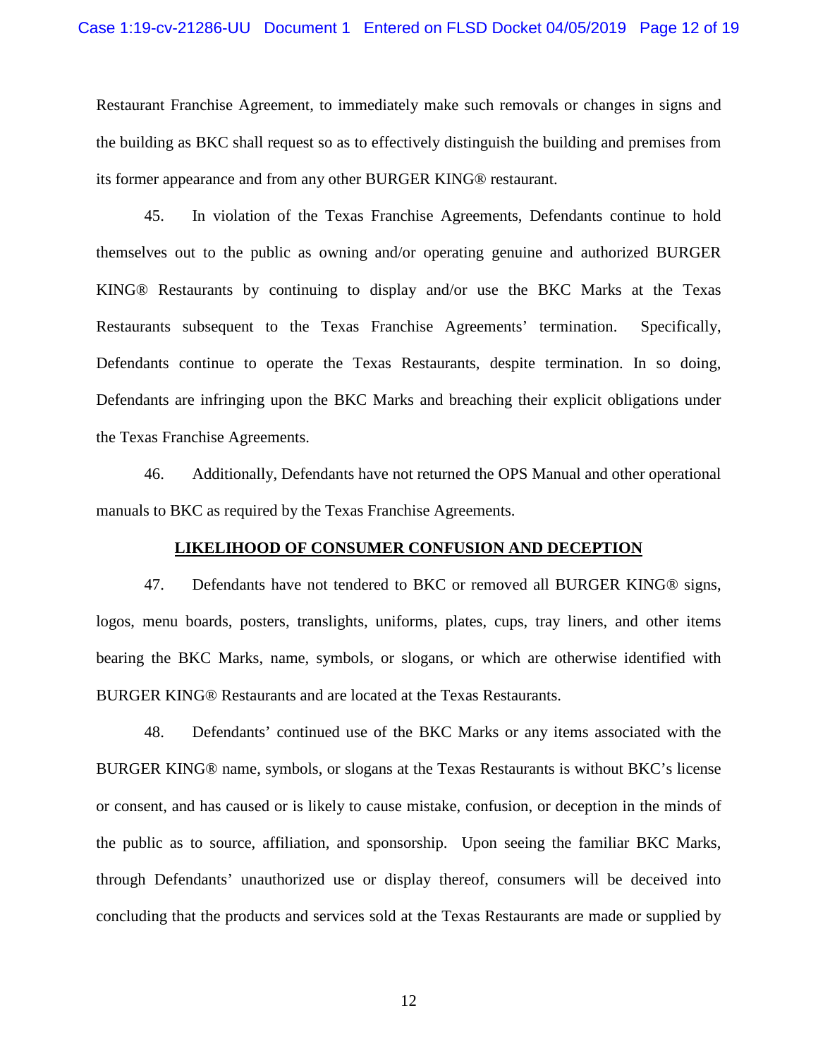Restaurant Franchise Agreement, to immediately make such removals or changes in signs and the building as BKC shall request so as to effectively distinguish the building and premises from its former appearance and from any other BURGER KING® restaurant.

45. In violation of the Texas Franchise Agreements, Defendants continue to hold themselves out to the public as owning and/or operating genuine and authorized BURGER KING® Restaurants by continuing to display and/or use the BKC Marks at the Texas Restaurants subsequent to the Texas Franchise Agreements' termination. Specifically, Defendants continue to operate the Texas Restaurants, despite termination. In so doing, Defendants are infringing upon the BKC Marks and breaching their explicit obligations under the Texas Franchise Agreements.

46. Additionally, Defendants have not returned the OPS Manual and other operational manuals to BKC as required by the Texas Franchise Agreements.

**LIKELIHOOD OF CONSUMER CONFUSION AND DECEPTION**

47. Defendants have not tendered to BKC or removed all BURGER KING® signs, logos, menu boards, posters, translights, uniforms, plates, cups, tray liners, and other items bearing the BKC Marks, name, symbols, or slogans, or which are otherwise identified with BURGER KING® Restaurants and are located at the Texas Restaurants.

48. Defendants' continued use of the BKC Marks or any items associated with the BURGER KING® name, symbols, or slogans at the Texas Restaurants is without BKC's license or consent, and has caused or is likely to cause mistake, confusion, or deception in the minds of the public as to source, affiliation, and sponsorship. Upon seeing the familiar BKC Marks, through Defendants' unauthorized use or display thereof, consumers will be deceived into concluding that the products and services sold at the Texas Restaurants are made or supplied by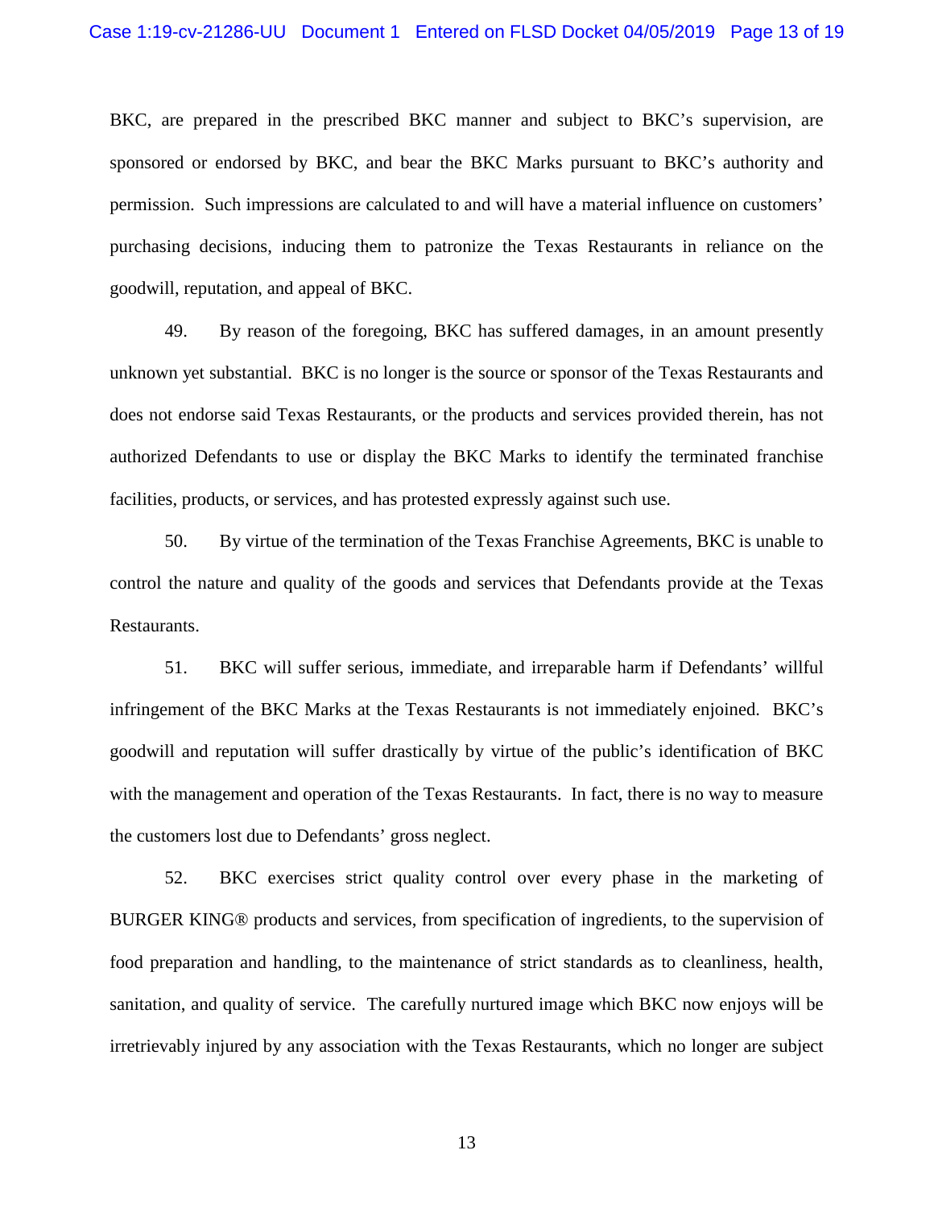BKC, are prepared in the prescribed BKC manner and subject to BKC's supervision, are sponsored or endorsed by BKC, and bear the BKC Marks pursuant to BKC's authority and permission. Such impressions are calculated to and will have a material influence on customers' purchasing decisions, inducing them to patronize the Texas Restaurants in reliance on the goodwill, reputation, and appeal of BKC.

49. By reason of the foregoing, BKC has suffered damages, in an amount presently unknown yet substantial. BKC is no longer is the source or sponsor of the Texas Restaurants and does not endorse said Texas Restaurants, or the products and services provided therein, has not authorized Defendants to use or display the BKC Marks to identify the terminated franchise facilities, products, or services, and has protested expressly against such use.

50. By virtue of the termination of the Texas Franchise Agreements, BKC is unable to control the nature and quality of the goods and services that Defendants provide at the Texas Restaurants.

51. BKC will suffer serious, immediate, and irreparable harm if Defendants' willful infringement of the BKC Marks at the Texas Restaurants is not immediately enjoined. BKC's goodwill and reputation will suffer drastically by virtue of the public's identification of BKC with the management and operation of the Texas Restaurants. In fact, there is no way to measure the customers lost due to Defendants' gross neglect.

52. BKC exercises strict quality control over every phase in the marketing of BURGER KING® products and services, from specification of ingredients, to the supervision of food preparation and handling, to the maintenance of strict standards as to cleanliness, health, sanitation, and quality of service. The carefully nurtured image which BKC now enjoys will be irretrievably injured by any association with the Texas Restaurants, which no longer are subject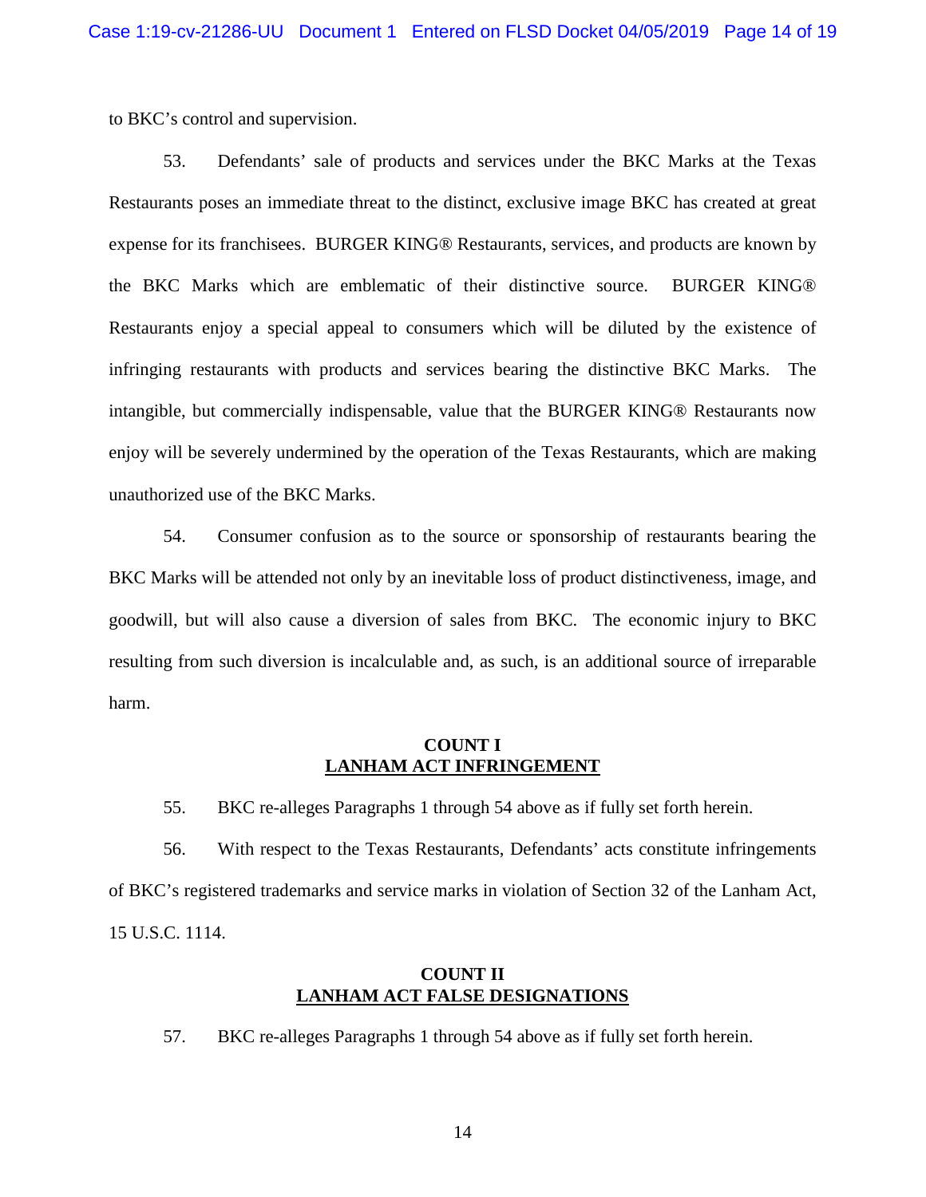to BKC's control and supervision.

53. Defendants' sale of products and services under the BKC Marks at the Texas Restaurants poses an immediate threat to the distinct, exclusive image BKC has created at great expense for its franchisees. BURGER KING® Restaurants, services, and products are known by the BKC Marks which are emblematic of their distinctive source. BURGER KING® Restaurants enjoy a special appeal to consumers which will be diluted by the existence of infringing restaurants with products and services bearing the distinctive BKC Marks. The intangible, but commercially indispensable, value that the BURGER KING® Restaurants now enjoy will be severely undermined by the operation of the Texas Restaurants, which are making unauthorized use of the BKC Marks.

54. Consumer confusion as to the source or sponsorship of restaurants bearing the BKC Marks will be attended not only by an inevitable loss of product distinctiveness, image, and goodwill, but will also cause a diversion of sales from BKC. The economic injury to BKC resulting from such diversion is incalculable and, as such, is an additional source of irreparable harm.

## COUNT I
## LANHAM ACT INFRINGEMENT

55. BKC re-alleges Paragraphs 1 through 54 above as if fully set forth herein.

56. With respect to the Texas Restaurants, Defendants' acts constitute infringements of BKC's registered trademarks and service marks in violation of Section 32 of the Lanham Act, 15 U.S.C. 1114.

## COUNT II
## LANHAM ACT FALSE DESIGNATIONS

57. BKC re-alleges Paragraphs 1 through 54 above as if fully set forth herein.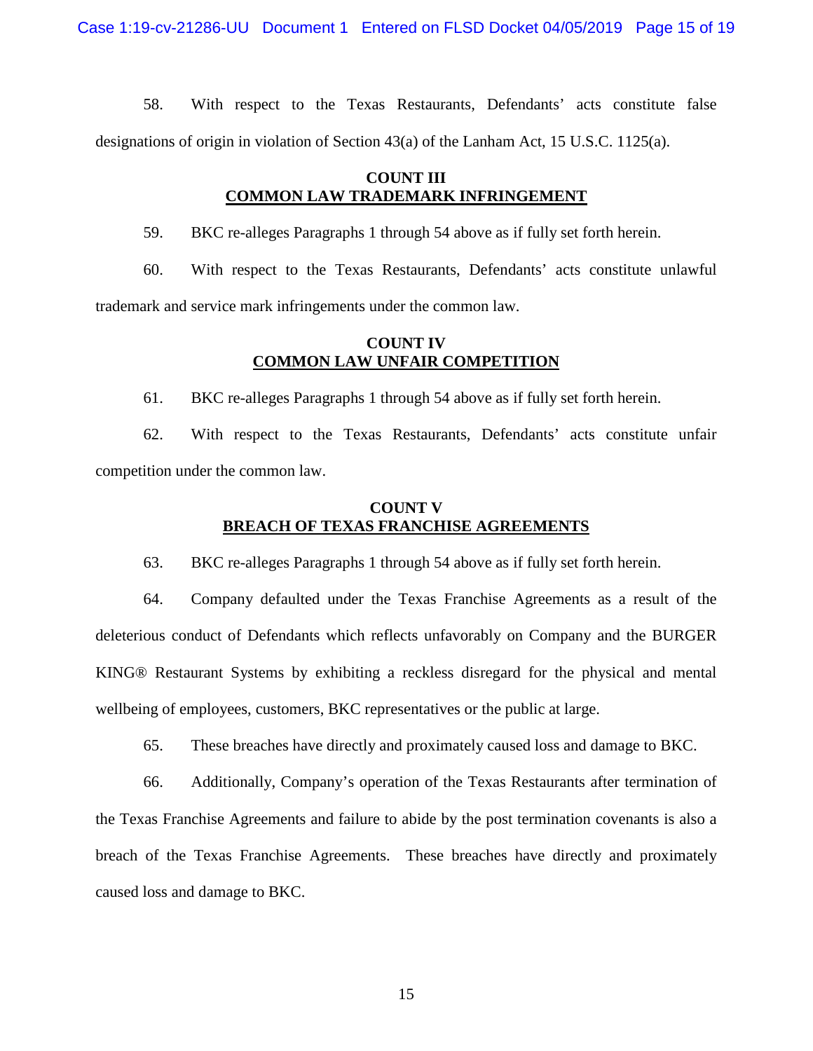58. With respect to the Texas Restaurants, Defendants' acts constitute false designations of origin in violation of Section 43(a) of the Lanham Act, 15 U.S.C. 1125(a).

**COUNT III**
**COMMON LAW TRADEMARK INFRINGEMENT**

59. BKC re-alleges Paragraphs 1 through 54 above as if fully set forth herein.

60. With respect to the Texas Restaurants, Defendants' acts constitute unlawful trademark and service mark infringements under the common law.

**COUNT IV**
**COMMON LAW UNFAIR COMPETITION**

61. BKC re-alleges Paragraphs 1 through 54 above as if fully set forth herein.

62. With respect to the Texas Restaurants, Defendants' acts constitute unfair competition under the common law.

**COUNT V**
**BREACH OF TEXAS FRANCHISE AGREEMENTS**

63. BKC re-alleges Paragraphs 1 through 54 above as if fully set forth herein.

64. Company defaulted under the Texas Franchise Agreements as a result of the deleterious conduct of Defendants which reflects unfavorably on Company and the BURGER KING® Restaurant Systems by exhibiting a reckless disregard for the physical and mental wellbeing of employees, customers, BKC representatives or the public at large.

65. These breaches have directly and proximately caused loss and damage to BKC.

66. Additionally, Company's operation of the Texas Restaurants after termination of the Texas Franchise Agreements and failure to abide by the post termination covenants is also a breach of the Texas Franchise Agreements. These breaches have directly and proximately caused loss and damage to BKC.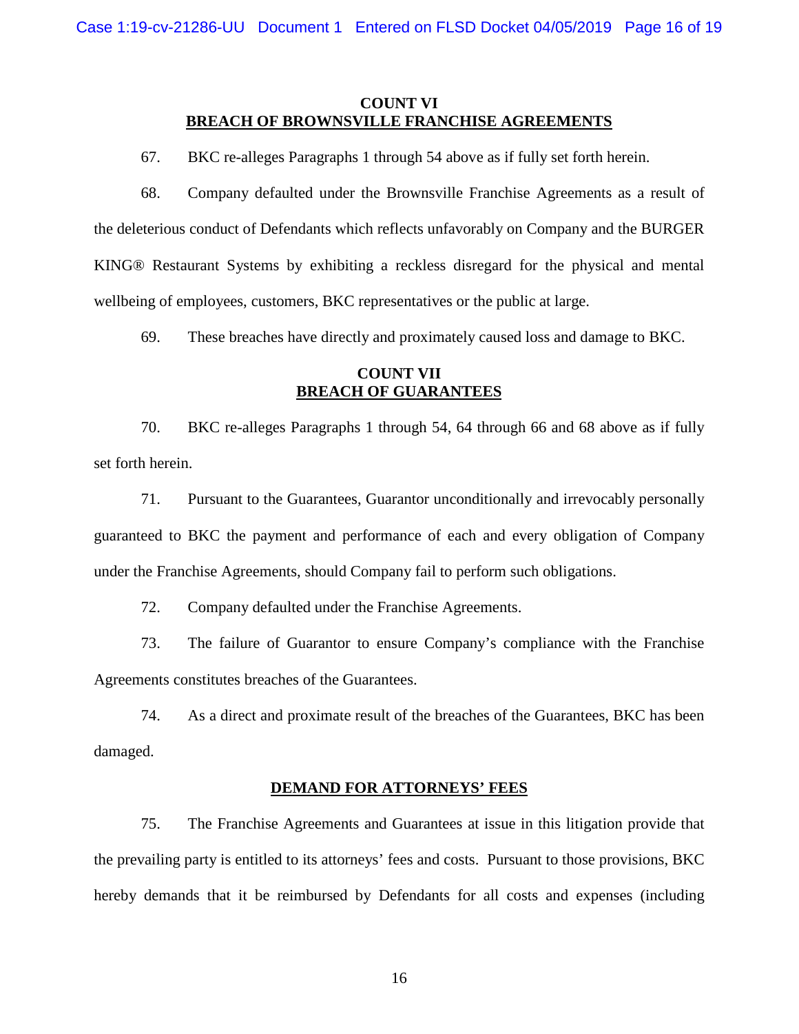**COUNT VI**
**BREACH OF BROWNSVILLE FRANCHISE AGREEMENTS**

67. BKC re-alleges Paragraphs 1 through 54 above as if fully set forth herein.

68. Company defaulted under the Brownsville Franchise Agreements as a result of the deleterious conduct of Defendants which reflects unfavorably on Company and the BURGER KING® Restaurant Systems by exhibiting a reckless disregard for the physical and mental wellbeing of employees, customers, BKC representatives or the public at large.

69. These breaches have directly and proximately caused loss and damage to BKC.

**COUNT VII**
**BREACH OF GUARANTEES**

70. BKC re-alleges Paragraphs 1 through 54, 64 through 66 and 68 above as if fully set forth herein.

71. Pursuant to the Guarantees, Guarantor unconditionally and irrevocably personally guaranteed to BKC the payment and performance of each and every obligation of Company under the Franchise Agreements, should Company fail to perform such obligations.

72. Company defaulted under the Franchise Agreements.

73. The failure of Guarantor to ensure Company's compliance with the Franchise Agreements constitutes breaches of the Guarantees.

74. As a direct and proximate result of the breaches of the Guarantees, BKC has been damaged.

**DEMAND FOR ATTORNEYS' FEES**

75. The Franchise Agreements and Guarantees at issue in this litigation provide that the prevailing party is entitled to its attorneys' fees and costs. Pursuant to those provisions, BKC hereby demands that it be reimbursed by Defendants for all costs and expenses (including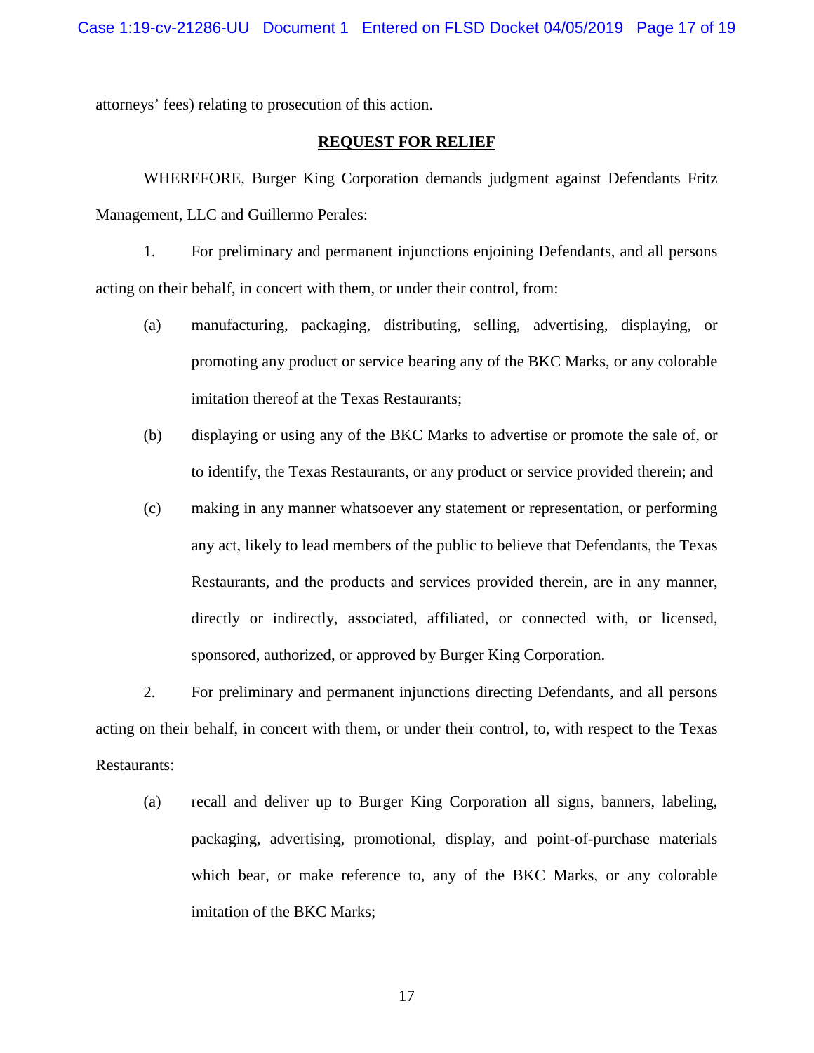attorneys' fees) relating to prosecution of this action.

## REQUEST FOR RELIEF

WHEREFORE, Burger King Corporation demands judgment against Defendants Fritz Management, LLC and Guillermo Perales:

1. For preliminary and permanent injunctions enjoining Defendants, and all persons acting on their behalf, in concert with them, or under their control, from:

    (a) manufacturing, packaging, distributing, selling, advertising, displaying, or promoting any product or service bearing any of the BKC Marks, or any colorable imitation thereof at the Texas Restaurants;

    (b) displaying or using any of the BKC Marks to advertise or promote the sale of, or to identify, the Texas Restaurants, or any product or service provided therein; and

    (c) making in any manner whatsoever any statement or representation, or performing any act, likely to lead members of the public to believe that Defendants, the Texas Restaurants, and the products and services provided therein, are in any manner, directly or indirectly, associated, affiliated, or connected with, or licensed, sponsored, authorized, or approved by Burger King Corporation.

2. For preliminary and permanent injunctions directing Defendants, and all persons acting on their behalf, in concert with them, or under their control, to, with respect to the Texas Restaurants:

    (a) recall and deliver up to Burger King Corporation all signs, banners, labeling, packaging, advertising, promotional, display, and point-of-purchase materials which bear, or make reference to, any of the BKC Marks, or any colorable imitation of the BKC Marks;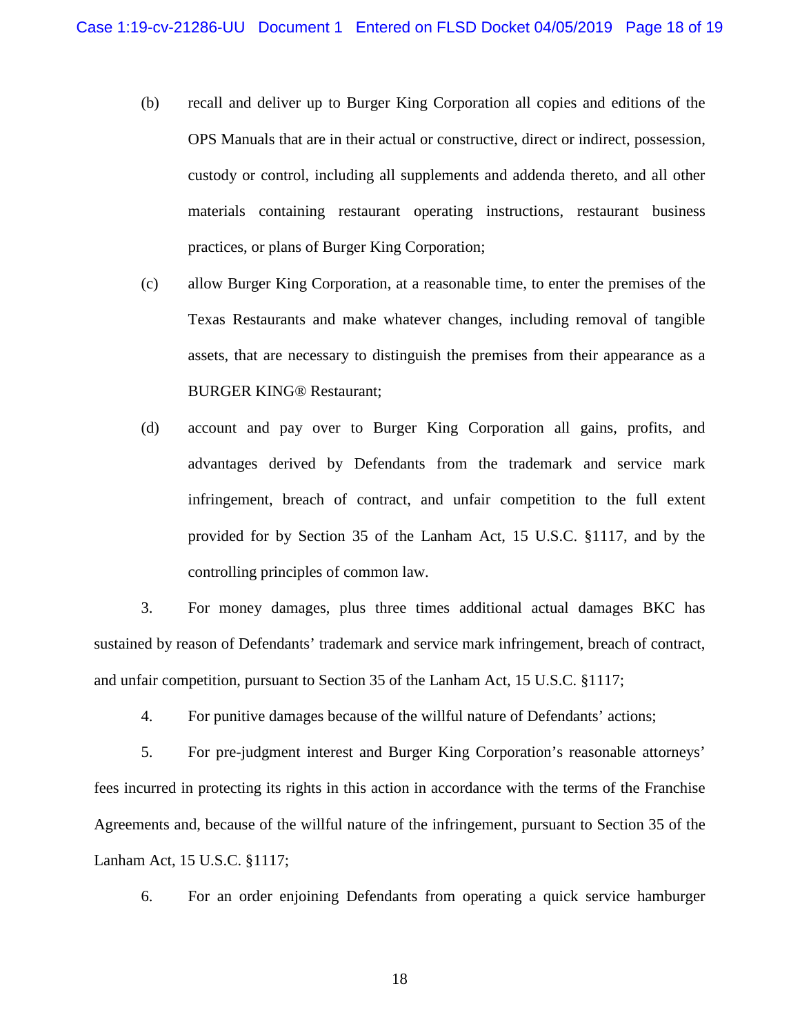(b) recall and deliver up to Burger King Corporation all copies and editions of the OPS Manuals that are in their actual or constructive, direct or indirect, possession, custody or control, including all supplements and addenda thereto, and all other materials containing restaurant operating instructions, restaurant business practices, or plans of Burger King Corporation;

(c) allow Burger King Corporation, at a reasonable time, to enter the premises of the Texas Restaurants and make whatever changes, including removal of tangible assets, that are necessary to distinguish the premises from their appearance as a BURGER KING® Restaurant;

(d) account and pay over to Burger King Corporation all gains, profits, and advantages derived by Defendants from the trademark and service mark infringement, breach of contract, and unfair competition to the full extent provided for by Section 35 of the Lanham Act, 15 U.S.C. §1117, and by the controlling principles of common law.

3. For money damages, plus three times additional actual damages BKC has sustained by reason of Defendants' trademark and service mark infringement, breach of contract, and unfair competition, pursuant to Section 35 of the Lanham Act, 15 U.S.C. §1117;

4. For punitive damages because of the willful nature of Defendants' actions;

5. For pre-judgment interest and Burger King Corporation's reasonable attorneys' fees incurred in protecting its rights in this action in accordance with the terms of the Franchise Agreements and, because of the willful nature of the infringement, pursuant to Section 35 of the Lanham Act, 15 U.S.C. §1117;

6. For an order enjoining Defendants from operating a quick service hamburger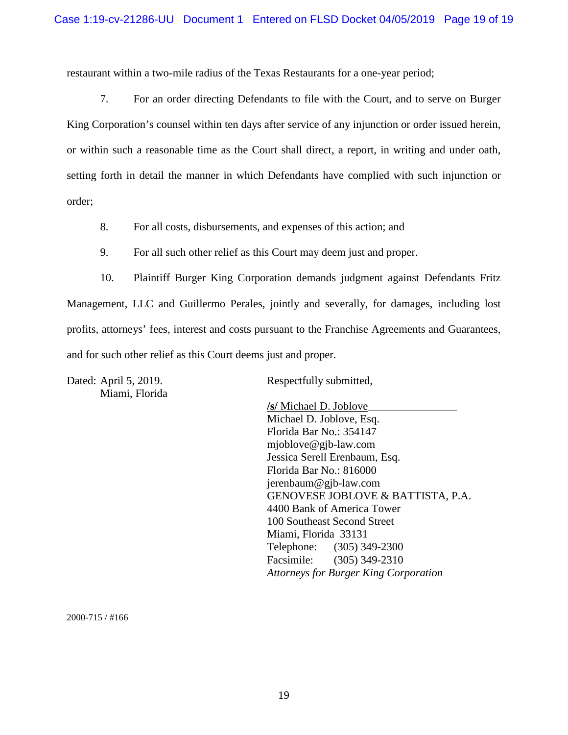restaurant within a two-mile radius of the Texas Restaurants for a one-year period;

7. For an order directing Defendants to file with the Court, and to serve on Burger King Corporation's counsel within ten days after service of any injunction or order issued herein, or within such a reasonable time as the Court shall direct, a report, in writing and under oath, setting forth in detail the manner in which Defendants have complied with such injunction or order;

8. For all costs, disbursements, and expenses of this action; and

9. For all such other relief as this Court may deem just and proper.

10. Plaintiff Burger King Corporation demands judgment against Defendants Fritz Management, LLC and Guillermo Perales, jointly and severally, for damages, including lost profits, attorneys' fees, interest and costs pursuant to the Franchise Agreements and Guarantees, and for such other relief as this Court deems just and proper.

Dated: April 5, 2019.
Miami, Florida

Respectfully submitted,

**/s/** Michael D. Joblove
Michael D. Joblove, Esq.
Florida Bar No.: 354147
mjoblove@gjb-law.com
Jessica Serell Erenbaum, Esq.
Florida Bar No.: 816000
jerenbaum@gjb-law.com
GENOVESE JOBLOVE & BATTISTA, P.A.
4400 Bank of America Tower
100 Southeast Second Street
Miami, Florida 33131
Telephone: (305) 349-2300
Facsimile: (305) 349-2310
*Attorneys for Burger King Corporation*

2000-715 / #166